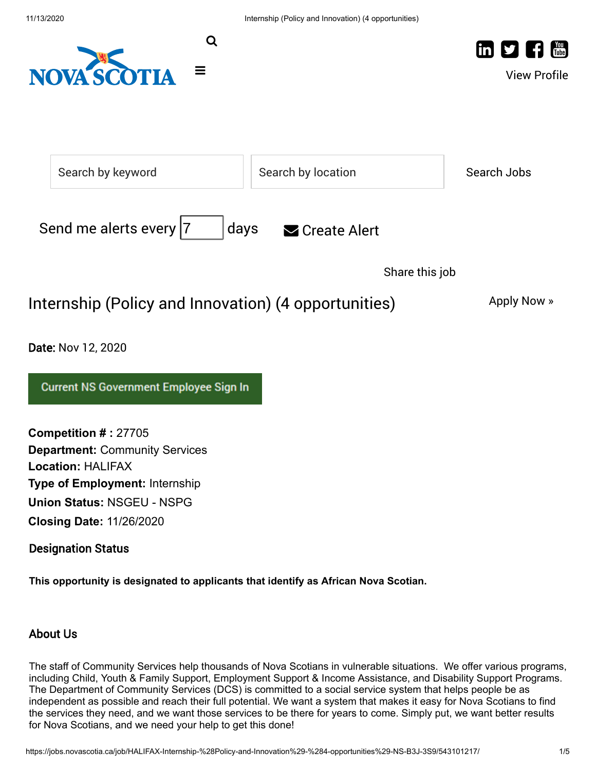NOVA SCOTIA

View Profile

Search by keyword

Search by location

Search Jobs

Send me alerts every 7 days

Create Alert

Share this job

# Internship (Policy and Innovation) (4 opportunities)

Apply Now »

**Date:** Nov 12, 2020

Current NS Government Employee Sign In

**Competition # :** 27705
**Department:** Community Services
**Location:** HALIFAX
**Type of Employment:** Internship
**Union Status:** NSGEU - NSPG
**Closing Date:** 11/26/2020

## Designation Status

**This opportunity is designated to applicants that identify as African Nova Scotian.**

## About Us

The staff of Community Services help thousands of Nova Scotians in vulnerable situations. We offer various programs, including Child, Youth & Family Support, Employment Support & Income Assistance, and Disability Support Programs. The Department of Community Services (DCS) is committed to a social service system that helps people be as independent as possible and reach their full potential. We want a system that makes it easy for Nova Scotians to find the services they need, and we want those services to be there for years to come. Simply put, we want better results for Nova Scotians, and we need your help to get this done!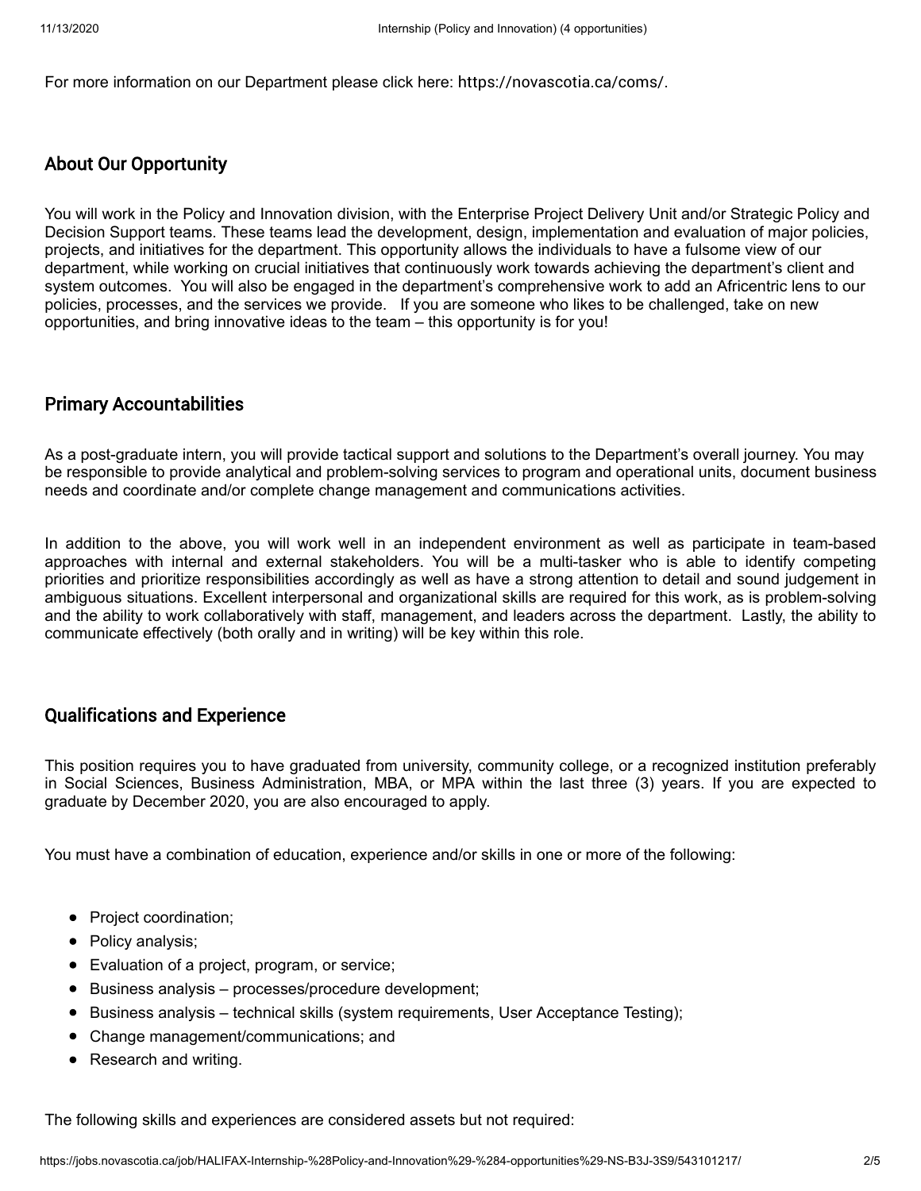For more information on our Department please click here: https://novascotia.ca/coms/.

## About Our Opportunity

You will work in the Policy and Innovation division, with the Enterprise Project Delivery Unit and/or Strategic Policy and Decision Support teams. These teams lead the development, design, implementation and evaluation of major policies, projects, and initiatives for the department. This opportunity allows the individuals to have a fulsome view of our department, while working on crucial initiatives that continuously work towards achieving the department's client and system outcomes. You will also be engaged in the department's comprehensive work to add an Africentric lens to our policies, processes, and the services we provide. If you are someone who likes to be challenged, take on new opportunities, and bring innovative ideas to the team – this opportunity is for you!

## Primary Accountabilities

As a post-graduate intern, you will provide tactical support and solutions to the Department's overall journey. You may be responsible to provide analytical and problem-solving services to program and operational units, document business needs and coordinate and/or complete change management and communications activities.

In addition to the above, you will work well in an independent environment as well as participate in team-based approaches with internal and external stakeholders. You will be a multi-tasker who is able to identify competing priorities and prioritize responsibilities accordingly as well as have a strong attention to detail and sound judgement in ambiguous situations. Excellent interpersonal and organizational skills are required for this work, as is problem-solving and the ability to work collaboratively with staff, management, and leaders across the department. Lastly, the ability to communicate effectively (both orally and in writing) will be key within this role.

## Qualifications and Experience

This position requires you to have graduated from university, community college, or a recognized institution preferably in Social Sciences, Business Administration, MBA, or MPA within the last three (3) years. If you are expected to graduate by December 2020, you are also encouraged to apply.

You must have a combination of education, experience and/or skills in one or more of the following:

- Project coordination;
- Policy analysis;
- Evaluation of a project, program, or service;
- Business analysis – processes/procedure development;
- Business analysis – technical skills (system requirements, User Acceptance Testing);
- Change management/communications; and
- Research and writing.

The following skills and experiences are considered assets but not required: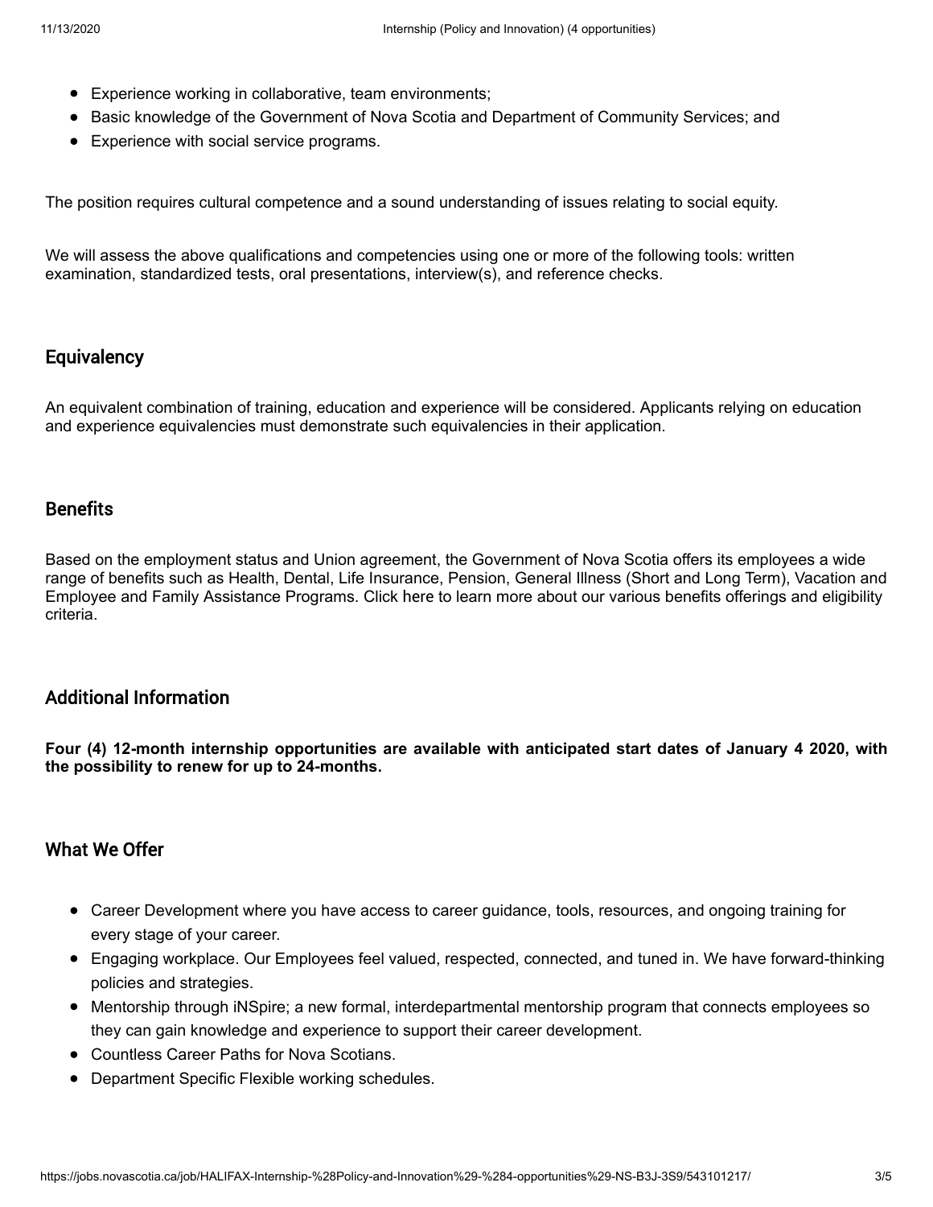- Experience working in collaborative, team environments;
- Basic knowledge of the Government of Nova Scotia and Department of Community Services; and
- Experience with social service programs.

The position requires cultural competence and a sound understanding of issues relating to social equity.

We will assess the above qualifications and competencies using one or more of the following tools: written examination, standardized tests, oral presentations, interview(s), and reference checks.

## Equivalency

An equivalent combination of training, education and experience will be considered. Applicants relying on education and experience equivalencies must demonstrate such equivalencies in their application.

## Benefits

Based on the employment status and Union agreement, the Government of Nova Scotia offers its employees a wide range of benefits such as Health, Dental, Life Insurance, Pension, General Illness (Short and Long Term), Vacation and Employee and Family Assistance Programs. Click here to learn more about our various benefits offerings and eligibility criteria.

## Additional Information

**Four (4) 12-month internship opportunities are available with anticipated start dates of January 4 2020, with the possibility to renew for up to 24-months.**

## What We Offer

- Career Development where you have access to career guidance, tools, resources, and ongoing training for every stage of your career.
- Engaging workplace. Our Employees feel valued, respected, connected, and tuned in. We have forward-thinking policies and strategies.
- Mentorship through iNSpire; a new formal, interdepartmental mentorship program that connects employees so they can gain knowledge and experience to support their career development.
- Countless Career Paths for Nova Scotians.
- Department Specific Flexible working schedules.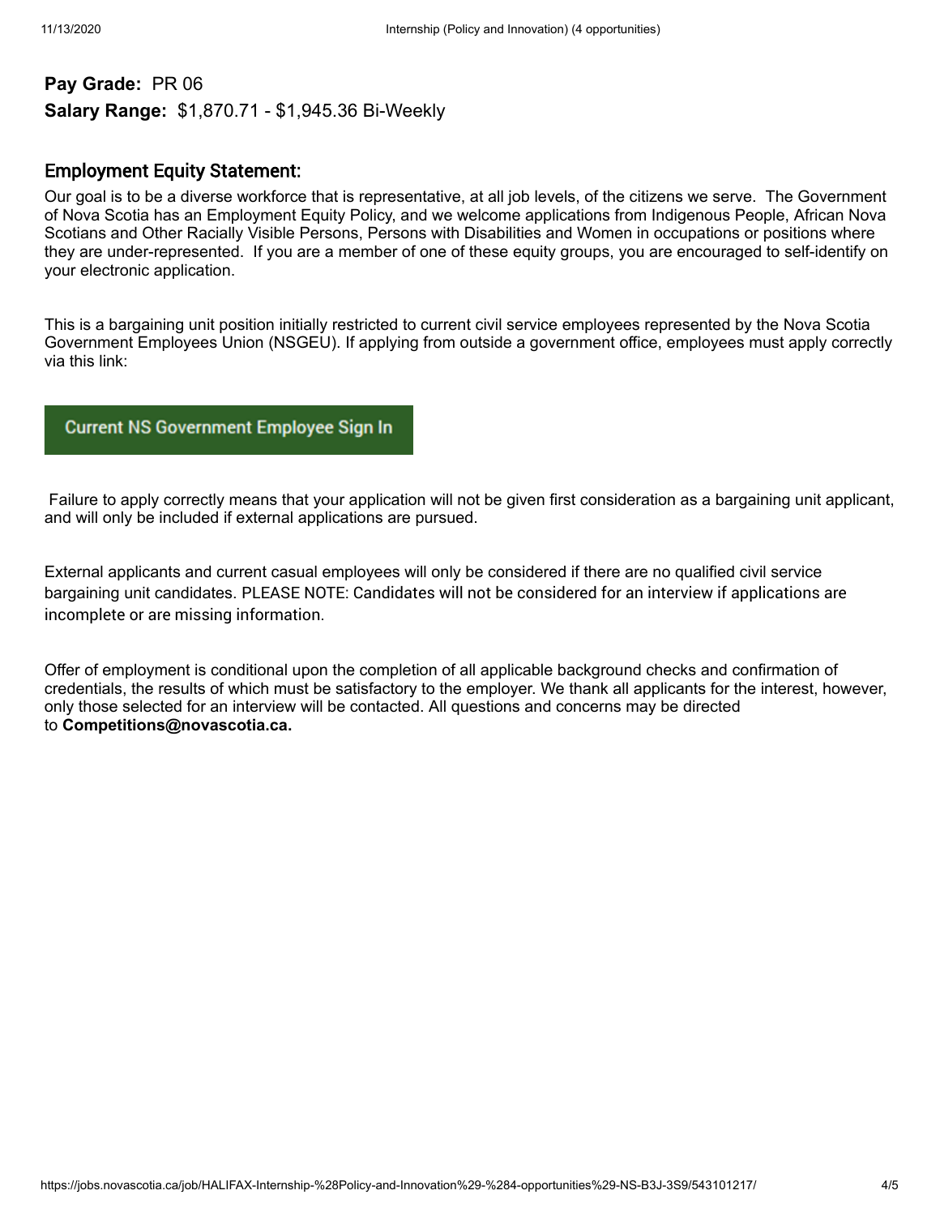**Pay Grade:** PR 06

**Salary Range:** $1,870.71 - $1,945.36 Bi-Weekly

## Employment Equity Statement:

Our goal is to be a diverse workforce that is representative, at all job levels, of the citizens we serve. The Government of Nova Scotia has an Employment Equity Policy, and we welcome applications from Indigenous People, African Nova Scotians and Other Racially Visible Persons, Persons with Disabilities and Women in occupations or positions where they are under-represented. If you are a member of one of these equity groups, you are encouraged to self-identify on your electronic application.

This is a bargaining unit position initially restricted to current civil service employees represented by the Nova Scotia Government Employees Union (NSGEU). If applying from outside a government office, employees must apply correctly via this link:

Current NS Government Employee Sign In

Failure to apply correctly means that your application will not be given first consideration as a bargaining unit applicant, and will only be included if external applications are pursued.

External applicants and current casual employees will only be considered if there are no qualified civil service bargaining unit candidates. PLEASE NOTE: Candidates will not be considered for an interview if applications are incomplete or are missing information.

Offer of employment is conditional upon the completion of all applicable background checks and confirmation of credentials, the results of which must be satisfactory to the employer. We thank all applicants for the interest, however, only those selected for an interview will be contacted. All questions and concerns may be directed to **Competitions@novascotia.ca.**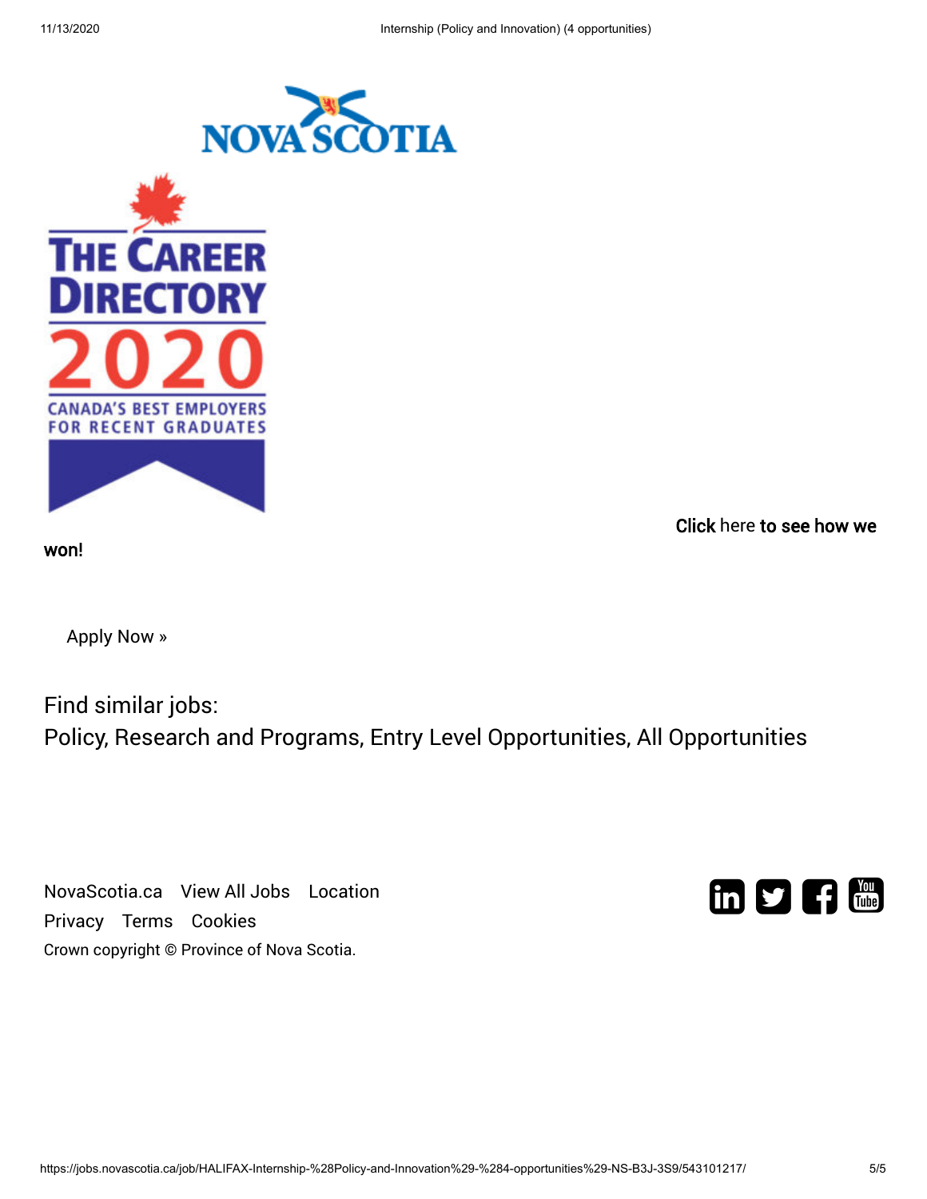**Click** here **to see how we won!**

Apply Now »

Find similar jobs:
Policy, Research and Programs, Entry Level Opportunities, All Opportunities

NovaScotia.ca View All Jobs Location
Privacy Terms Cookies
Crown copyright © Province of Nova Scotia.